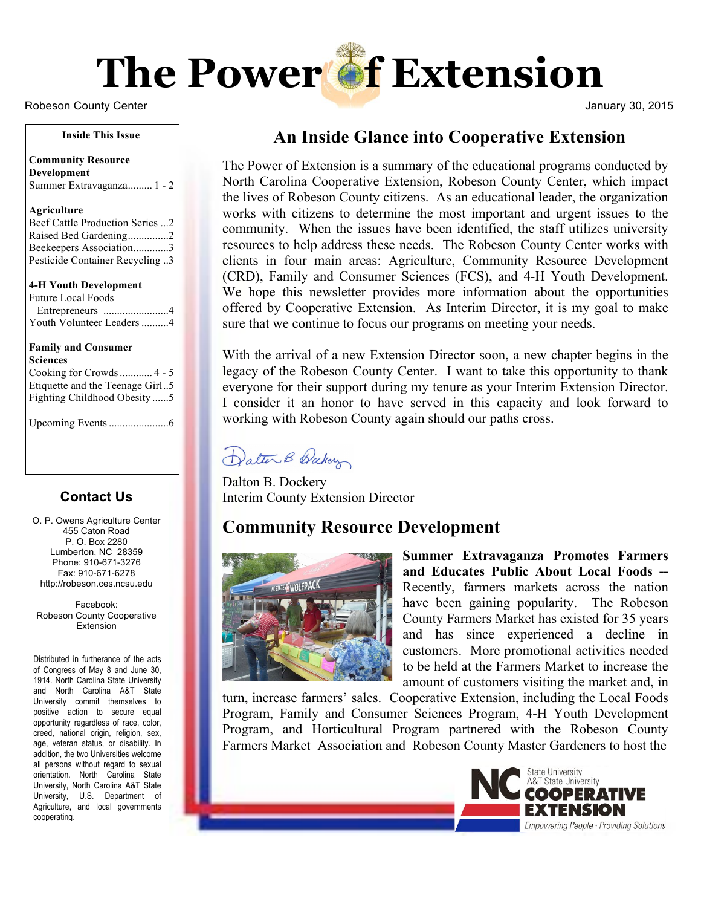# The Power of Extension

Robeson County Center

January 30, 2015

**Inside This Issue**

**Community Resource Development**
Summer Extravaganza......... 1 - 2

**Agriculture**
Beef Cattle Production Series ...2
Raised Bed Gardening...............2
Beekeepers Association.............3
Pesticide Container Recycling ..3

**4-H Youth Development**
Future Local Foods Entrepreneurs ........................4
Youth Volunteer Leaders ..........4

**Family and Consumer Sciences**
Cooking for Crowds ............ 4 - 5
Etiquette and the Teenage Girl..5
Fighting Childhood Obesity ......5

Upcoming Events ......................6

### Contact Us

O. P. Owens Agriculture Center
455 Caton Road
P. O. Box 2280
Lumberton, NC 28359
Phone: 910-671-3276
Fax: 910-671-6278
http://robeson.ces.ncsu.edu

Facebook:
Robeson County Cooperative Extension

Distributed in furtherance of the acts of Congress of May 8 and June 30, 1914. North Carolina State University and North Carolina A&T State University commit themselves to positive action to secure equal opportunity regardless of race, color, creed, national origin, religion, sex, age, veteran status, or disability. In addition, the two Universities welcome all persons without regard to sexual orientation. North Carolina State University, North Carolina A&T State University, U.S. Department of Agriculture, and local governments cooperating.

## An Inside Glance into Cooperative Extension

The Power of Extension is a summary of the educational programs conducted by North Carolina Cooperative Extension, Robeson County Center, which impact the lives of Robeson County citizens. As an educational leader, the organization works with citizens to determine the most important and urgent issues to the community. When the issues have been identified, the staff utilizes university resources to help address these needs. The Robeson County Center works with clients in four main areas: Agriculture, Community Resource Development (CRD), Family and Consumer Sciences (FCS), and 4-H Youth Development. We hope this newsletter provides more information about the opportunities offered by Cooperative Extension. As Interim Director, it is my goal to make sure that we continue to focus our programs on meeting your needs.

With the arrival of a new Extension Director soon, a new chapter begins in the legacy of the Robeson County Center. I want to take this opportunity to thank everyone for their support during my tenure as your Interim Extension Director. I consider it an honor to have served in this capacity and look forward to working with Robeson County again should our paths cross.

Dalton B. Dockery
Interim County Extension Director

## Community Resource Development

**Summer Extravaganza Promotes Farmers and Educates Public About Local Foods --** Recently, farmers markets across the nation have been gaining popularity. The Robeson County Farmers Market has existed for 35 years and has since experienced a decline in customers. More promotional activities needed to be held at the Farmers Market to increase the amount of customers visiting the market and, in turn, increase farmers' sales. Cooperative Extension, including the Local Foods Program, Family and Consumer Sciences Program, 4-H Youth Development Program, and Horticultural Program partnered with the Robeson County Farmers Market Association and Robeson County Master Gardeners to host the

NC State University
A&T State University
COOPERATIVE EXTENSION
Empowering People · Providing Solutions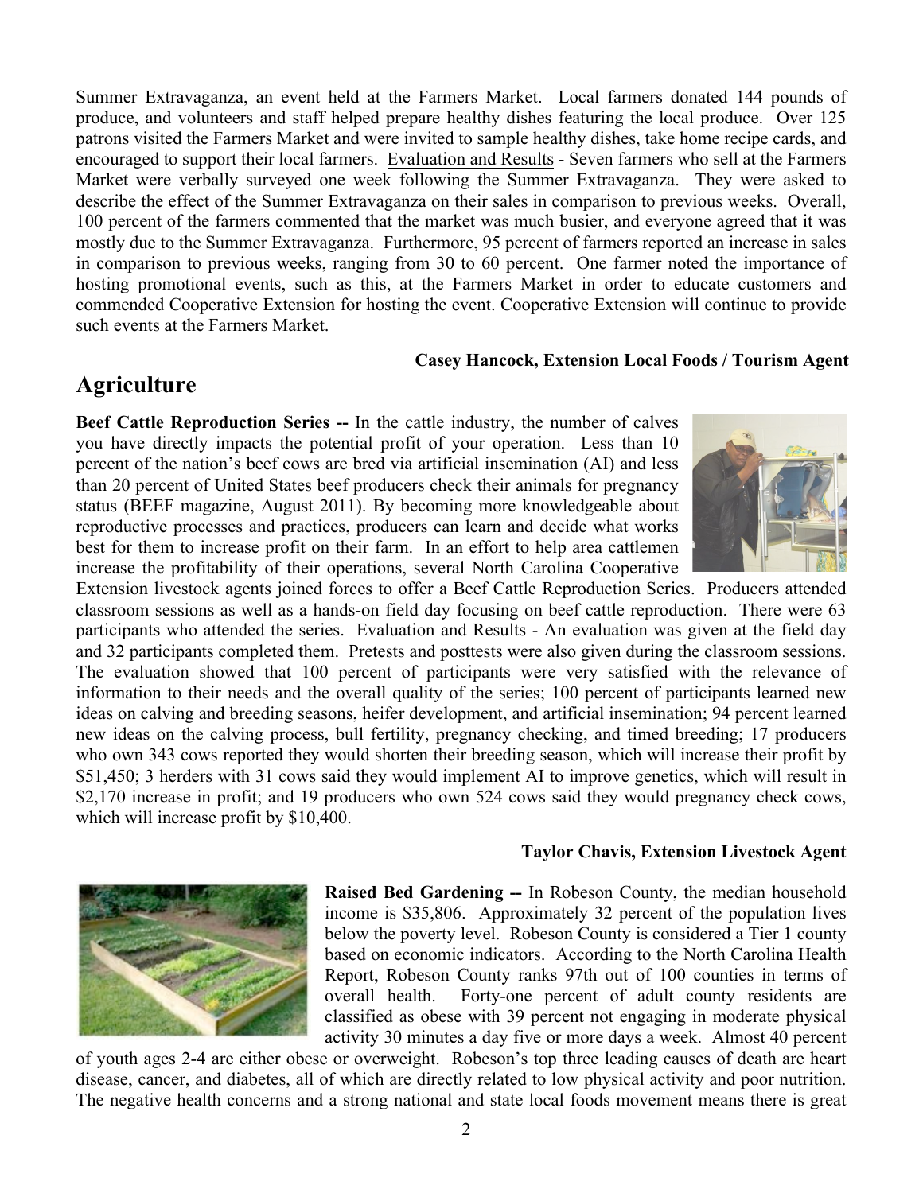Summer Extravaganza, an event held at the Farmers Market. Local farmers donated 144 pounds of produce, and volunteers and staff helped prepare healthy dishes featuring the local produce. Over 125 patrons visited the Farmers Market and were invited to sample healthy dishes, take home recipe cards, and encouraged to support their local farmers. Evaluation and Results - Seven farmers who sell at the Farmers Market were verbally surveyed one week following the Summer Extravaganza. They were asked to describe the effect of the Summer Extravaganza on their sales in comparison to previous weeks. Overall, 100 percent of the farmers commented that the market was much busier, and everyone agreed that it was mostly due to the Summer Extravaganza. Furthermore, 95 percent of farmers reported an increase in sales in comparison to previous weeks, ranging from 30 to 60 percent. One farmer noted the importance of hosting promotional events, such as this, at the Farmers Market in order to educate customers and commended Cooperative Extension for hosting the event. Cooperative Extension will continue to provide such events at the Farmers Market.

**Casey Hancock, Extension Local Foods / Tourism Agent**

## Agriculture

**Beef Cattle Reproduction Series --** In the cattle industry, the number of calves you have directly impacts the potential profit of your operation. Less than 10 percent of the nation's beef cows are bred via artificial insemination (AI) and less than 20 percent of United States beef producers check their animals for pregnancy status (BEEF magazine, August 2011). By becoming more knowledgeable about reproductive processes and practices, producers can learn and decide what works best for them to increase profit on their farm. In an effort to help area cattlemen increase the profitability of their operations, several North Carolina Cooperative Extension livestock agents joined forces to offer a Beef Cattle Reproduction Series. Producers attended classroom sessions as well as a hands-on field day focusing on beef cattle reproduction. There were 63 participants who attended the series. Evaluation and Results - An evaluation was given at the field day and 32 participants completed them. Pretests and posttests were also given during the classroom sessions. The evaluation showed that 100 percent of participants were very satisfied with the relevance of information to their needs and the overall quality of the series; 100 percent of participants learned new ideas on calving and breeding seasons, heifer development, and artificial insemination; 94 percent learned new ideas on the calving process, bull fertility, pregnancy checking, and timed breeding; 17 producers who own 343 cows reported they would shorten their breeding season, which will increase their profit by $51,450; 3 herders with 31 cows said they would implement AI to improve genetics, which will result in $2,170 increase in profit; and 19 producers who own 524 cows said they would pregnancy check cows, which will increase profit by $10,400.

**Taylor Chavis, Extension Livestock Agent**

**Raised Bed Gardening --** In Robeson County, the median household income is $35,806. Approximately 32 percent of the population lives below the poverty level. Robeson County is considered a Tier 1 county based on economic indicators. According to the North Carolina Health Report, Robeson County ranks 97th out of 100 counties in terms of overall health. Forty-one percent of adult county residents are classified as obese with 39 percent not engaging in moderate physical activity 30 minutes a day five or more days a week. Almost 40 percent of youth ages 2-4 are either obese or overweight. Robeson's top three leading causes of death are heart disease, cancer, and diabetes, all of which are directly related to low physical activity and poor nutrition. The negative health concerns and a strong national and state local foods movement means there is great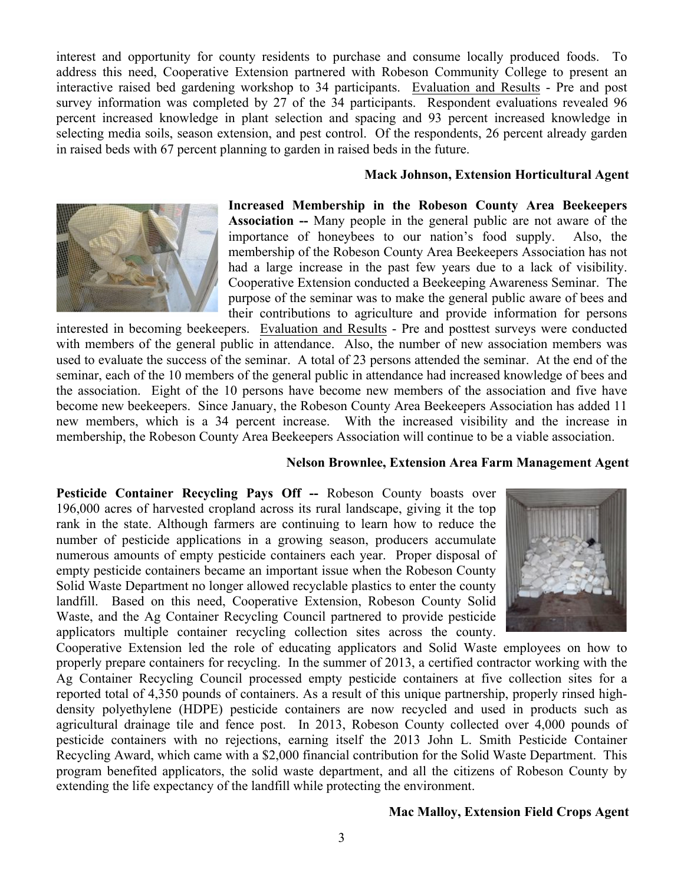interest and opportunity for county residents to purchase and consume locally produced foods. To address this need, Cooperative Extension partnered with Robeson Community College to present an interactive raised bed gardening workshop to 34 participants. Evaluation and Results - Pre and post survey information was completed by 27 of the 34 participants. Respondent evaluations revealed 96 percent increased knowledge in plant selection and spacing and 93 percent increased knowledge in selecting media soils, season extension, and pest control. Of the respondents, 26 percent already garden in raised beds with 67 percent planning to garden in raised beds in the future.

**Mack Johnson, Extension Horticultural Agent**

**Increased Membership in the Robeson County Area Beekeepers Association --** Many people in the general public are not aware of the importance of honeybees to our nation's food supply. Also, the membership of the Robeson County Area Beekeepers Association has not had a large increase in the past few years due to a lack of visibility. Cooperative Extension conducted a Beekeeping Awareness Seminar. The purpose of the seminar was to make the general public aware of bees and their contributions to agriculture and provide information for persons interested in becoming beekeepers. Evaluation and Results - Pre and posttest surveys were conducted with members of the general public in attendance. Also, the number of new association members was used to evaluate the success of the seminar. A total of 23 persons attended the seminar. At the end of the seminar, each of the 10 members of the general public in attendance had increased knowledge of bees and the association. Eight of the 10 persons have become new members of the association and five have become new beekeepers. Since January, the Robeson County Area Beekeepers Association has added 11 new members, which is a 34 percent increase. With the increased visibility and the increase in membership, the Robeson County Area Beekeepers Association will continue to be a viable association.

**Nelson Brownlee, Extension Area Farm Management Agent**

**Pesticide Container Recycling Pays Off --** Robeson County boasts over 196,000 acres of harvested cropland across its rural landscape, giving it the top rank in the state. Although farmers are continuing to learn how to reduce the number of pesticide applications in a growing season, producers accumulate numerous amounts of empty pesticide containers each year. Proper disposal of empty pesticide containers became an important issue when the Robeson County Solid Waste Department no longer allowed recyclable plastics to enter the county landfill. Based on this need, Cooperative Extension, Robeson County Solid Waste, and the Ag Container Recycling Council partnered to provide pesticide applicators multiple container recycling collection sites across the county. Cooperative Extension led the role of educating applicators and Solid Waste employees on how to properly prepare containers for recycling. In the summer of 2013, a certified contractor working with the Ag Container Recycling Council processed empty pesticide containers at five collection sites for a reported total of 4,350 pounds of containers. As a result of this unique partnership, properly rinsed high-density polyethylene (HDPE) pesticide containers are now recycled and used in products such as agricultural drainage tile and fence post. In 2013, Robeson County collected over 4,000 pounds of pesticide containers with no rejections, earning itself the 2013 John L. Smith Pesticide Container Recycling Award, which came with a $2,000 financial contribution for the Solid Waste Department. This program benefited applicators, the solid waste department, and all the citizens of Robeson County by extending the life expectancy of the landfill while protecting the environment.

**Mac Malloy, Extension Field Crops Agent**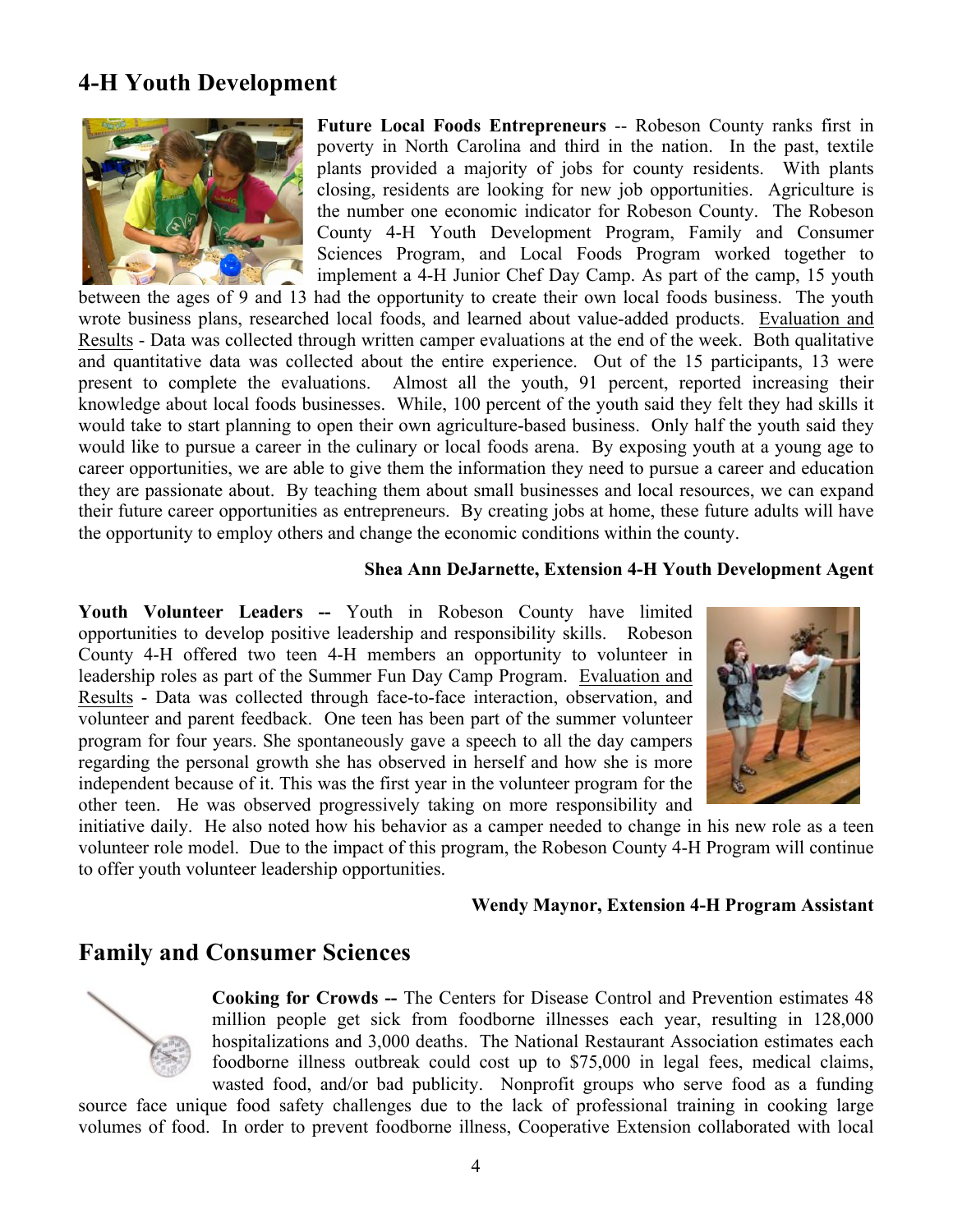## 4-H Youth Development

**Future Local Foods Entrepreneurs** -- Robeson County ranks first in poverty in North Carolina and third in the nation. In the past, textile plants provided a majority of jobs for county residents. With plants closing, residents are looking for new job opportunities. Agriculture is the number one economic indicator for Robeson County. The Robeson County 4-H Youth Development Program, Family and Consumer Sciences Program, and Local Foods Program worked together to implement a 4-H Junior Chef Day Camp. As part of the camp, 15 youth between the ages of 9 and 13 had the opportunity to create their own local foods business. The youth wrote business plans, researched local foods, and learned about value-added products. Evaluation and Results - Data was collected through written camper evaluations at the end of the week. Both qualitative and quantitative data was collected about the entire experience. Out of the 15 participants, 13 were present to complete the evaluations. Almost all the youth, 91 percent, reported increasing their knowledge about local foods businesses. While, 100 percent of the youth said they felt they had skills it would take to start planning to open their own agriculture-based business. Only half the youth said they would like to pursue a career in the culinary or local foods arena. By exposing youth at a young age to career opportunities, we are able to give them the information they need to pursue a career and education they are passionate about. By teaching them about small businesses and local resources, we can expand their future career opportunities as entrepreneurs. By creating jobs at home, these future adults will have the opportunity to employ others and change the economic conditions within the county.

**Shea Ann DeJarnette, Extension 4-H Youth Development Agent**

**Youth Volunteer Leaders --** Youth in Robeson County have limited opportunities to develop positive leadership and responsibility skills. Robeson County 4-H offered two teen 4-H members an opportunity to volunteer in leadership roles as part of the Summer Fun Day Camp Program. Evaluation and Results - Data was collected through face-to-face interaction, observation, and volunteer and parent feedback. One teen has been part of the summer volunteer program for four years. She spontaneously gave a speech to all the day campers regarding the personal growth she has observed in herself and how she is more independent because of it. This was the first year in the volunteer program for the other teen. He was observed progressively taking on more responsibility and initiative daily. He also noted how his behavior as a camper needed to change in his new role as a teen volunteer role model. Due to the impact of this program, the Robeson County 4-H Program will continue to offer youth volunteer leadership opportunities.

**Wendy Maynor, Extension 4-H Program Assistant**

## Family and Consumer Sciences

**Cooking for Crowds --** The Centers for Disease Control and Prevention estimates 48 million people get sick from foodborne illnesses each year, resulting in 128,000 hospitalizations and 3,000 deaths. The National Restaurant Association estimates each foodborne illness outbreak could cost up to $75,000 in legal fees, medical claims, wasted food, and/or bad publicity. Nonprofit groups who serve food as a funding source face unique food safety challenges due to the lack of professional training in cooking large volumes of food. In order to prevent foodborne illness, Cooperative Extension collaborated with local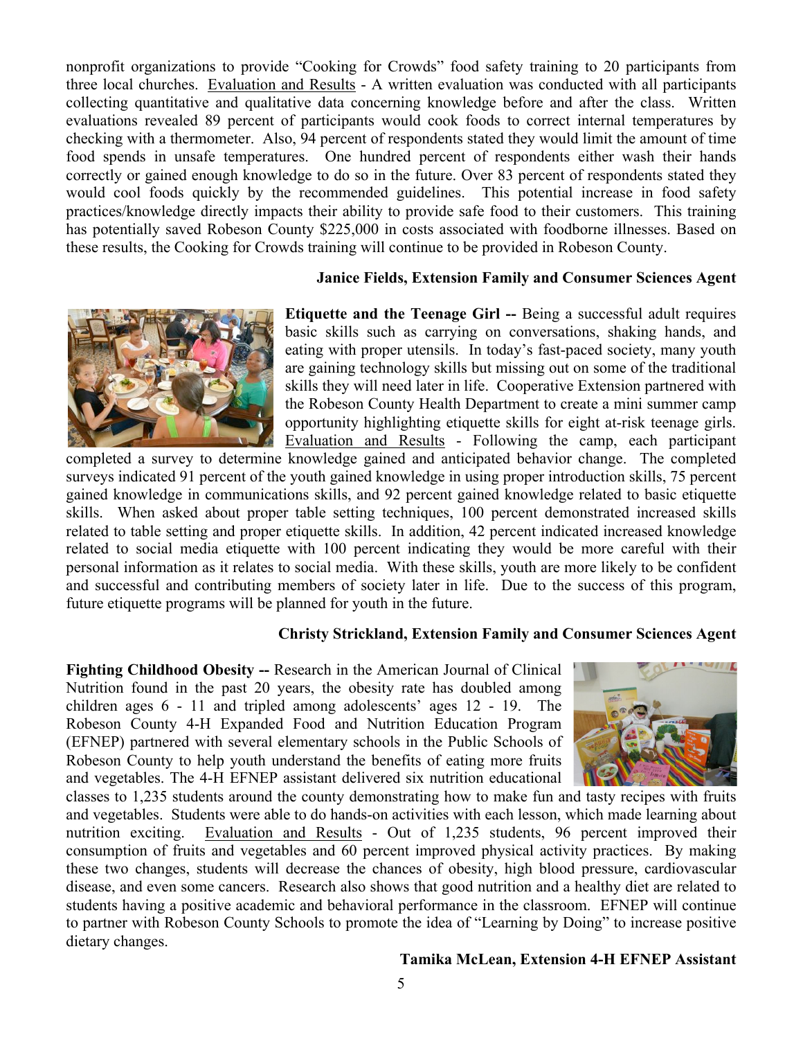nonprofit organizations to provide "Cooking for Crowds" food safety training to 20 participants from three local churches. Evaluation and Results - A written evaluation was conducted with all participants collecting quantitative and qualitative data concerning knowledge before and after the class. Written evaluations revealed 89 percent of participants would cook foods to correct internal temperatures by checking with a thermometer. Also, 94 percent of respondents stated they would limit the amount of time food spends in unsafe temperatures. One hundred percent of respondents either wash their hands correctly or gained enough knowledge to do so in the future. Over 83 percent of respondents stated they would cool foods quickly by the recommended guidelines. This potential increase in food safety practices/knowledge directly impacts their ability to provide safe food to their customers. This training has potentially saved Robeson County $225,000 in costs associated with foodborne illnesses. Based on these results, the Cooking for Crowds training will continue to be provided in Robeson County.

**Janice Fields, Extension Family and Consumer Sciences Agent**

**Etiquette and the Teenage Girl --** Being a successful adult requires basic skills such as carrying on conversations, shaking hands, and eating with proper utensils. In today's fast-paced society, many youth are gaining technology skills but missing out on some of the traditional skills they will need later in life. Cooperative Extension partnered with the Robeson County Health Department to create a mini summer camp opportunity highlighting etiquette skills for eight at-risk teenage girls. Evaluation and Results - Following the camp, each participant completed a survey to determine knowledge gained and anticipated behavior change. The completed surveys indicated 91 percent of the youth gained knowledge in using proper introduction skills, 75 percent gained knowledge in communications skills, and 92 percent gained knowledge related to basic etiquette skills. When asked about proper table setting techniques, 100 percent demonstrated increased skills related to table setting and proper etiquette skills. In addition, 42 percent indicated increased knowledge related to social media etiquette with 100 percent indicating they would be more careful with their personal information as it relates to social media. With these skills, youth are more likely to be confident and successful and contributing members of society later in life. Due to the success of this program, future etiquette programs will be planned for youth in the future.

**Christy Strickland, Extension Family and Consumer Sciences Agent**

**Fighting Childhood Obesity --** Research in the American Journal of Clinical Nutrition found in the past 20 years, the obesity rate has doubled among children ages 6 - 11 and tripled among adolescents' ages 12 - 19. The Robeson County 4-H Expanded Food and Nutrition Education Program (EFNEP) partnered with several elementary schools in the Public Schools of Robeson County to help youth understand the benefits of eating more fruits and vegetables. The 4-H EFNEP assistant delivered six nutrition educational classes to 1,235 students around the county demonstrating how to make fun and tasty recipes with fruits and vegetables. Students were able to do hands-on activities with each lesson, which made learning about nutrition exciting. Evaluation and Results - Out of 1,235 students, 96 percent improved their consumption of fruits and vegetables and 60 percent improved physical activity practices. By making these two changes, students will decrease the chances of obesity, high blood pressure, cardiovascular disease, and even some cancers. Research also shows that good nutrition and a healthy diet are related to students having a positive academic and behavioral performance in the classroom. EFNEP will continue to partner with Robeson County Schools to promote the idea of "Learning by Doing" to increase positive dietary changes.

**Tamika McLean, Extension 4-H EFNEP Assistant**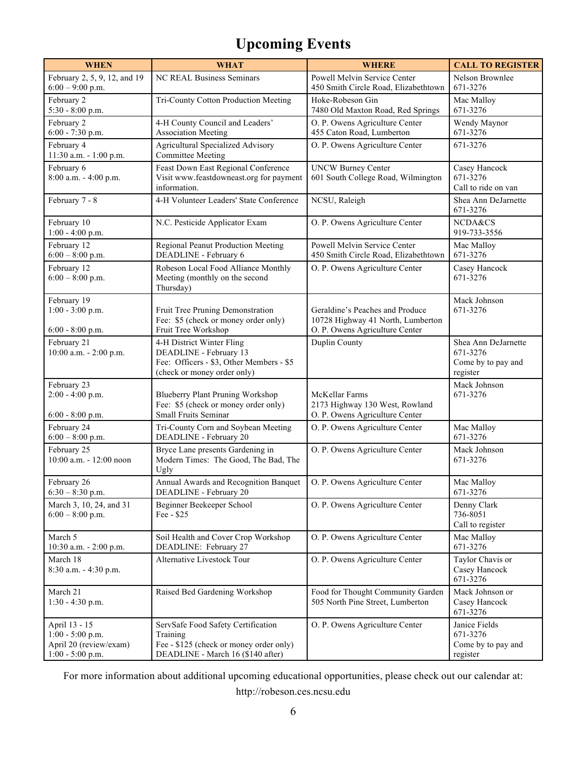# Upcoming Events

| WHEN | WHAT | WHERE | CALL TO REGISTER |
|---|---|---|---|
| February 2, 5, 9, 12, and 19<br>6:00 – 9:00 p.m. | NC REAL Business Seminars | Powell Melvin Service Center<br>450 Smith Circle Road, Elizabethtown | Nelson Brownlee<br>671-3276 |
| February 2<br>5:30 - 8:00 p.m. | Tri-County Cotton Production Meeting | Hoke-Robeson Gin<br>7480 Old Maxton Road, Red Springs | Mac Malloy<br>671-3276 |
| February 2<br>6:00 - 7:30 p.m. | 4-H County Council and Leaders' Association Meeting | O. P. Owens Agriculture Center<br>455 Caton Road, Lumberton | Wendy Maynor<br>671-3276 |
| February 4<br>11:30 a.m. - 1:00 p.m. | Agricultural Specialized Advisory Committee Meeting | O. P. Owens Agriculture Center | 671-3276 |
| February 6<br>8:00 a.m. - 4:00 p.m. | Feast Down East Regional Conference<br>Visit www.feastdowneast.org for payment information. | UNCW Burney Center<br>601 South College Road, Wilmington | Casey Hancock<br>671-3276<br>Call to ride on van |
| February 7 - 8 | 4-H Volunteer Leaders' State Conference | NCSU, Raleigh | Shea Ann DeJarnette<br>671-3276 |
| February 10<br>1:00 - 4:00 p.m. | N.C. Pesticide Applicator Exam | O. P. Owens Agriculture Center | NCDA&CS<br>919-733-3556 |
| February 12<br>6:00 – 8:00 p.m. | Regional Peanut Production Meeting<br>DEADLINE - February 6 | Powell Melvin Service Center<br>450 Smith Circle Road, Elizabethtown | Mac Malloy<br>671-3276 |
| February 12<br>6:00 – 8:00 p.m. | Robeson Local Food Alliance Monthly Meeting (monthly on the second Thursday) | O. P. Owens Agriculture Center | Casey Hancock<br>671-3276 |
| February 19<br>1:00 - 3:00 p.m.<br><br>6:00 - 8:00 p.m. | Fruit Tree Pruning Demonstration<br>Fee: $5 (check or money order only)<br>Fruit Tree Workshop | Geraldine's Peaches and Produce<br>10728 Highway 41 North, Lumberton<br>O. P. Owens Agriculture Center | Mack Johnson<br>671-3276 |
| February 21<br>10:00 a.m. - 2:00 p.m. | 4-H District Winter Fling<br>DEADLINE - February 13<br>Fee: Officers - $3, Other Members - $5 (check or money order only) | Duplin County | Shea Ann DeJarnette<br>671-3276<br>Come by to pay and register |
| February 23<br>2:00 - 4:00 p.m.<br><br>6:00 - 8:00 p.m. | Blueberry Plant Pruning Workshop<br>Fee: $5 (check or money order only)<br>Small Fruits Seminar | McKellar Farms<br>2173 Highway 130 West, Rowland<br>O. P. Owens Agriculture Center | Mack Johnson<br>671-3276 |
| February 24<br>6:00 – 8:00 p.m. | Tri-County Corn and Soybean Meeting<br>DEADLINE - February 20 | O. P. Owens Agriculture Center | Mac Malloy<br>671-3276 |
| February 25<br>10:00 a.m. - 12:00 noon | Bryce Lane presents Gardening in Modern Times: The Good, The Bad, The Ugly | O. P. Owens Agriculture Center | Mack Johnson<br>671-3276 |
| February 26<br>6:30 – 8:30 p.m. | Annual Awards and Recognition Banquet<br>DEADLINE - February 20 | O. P. Owens Agriculture Center | Mac Malloy<br>671-3276 |
| March 3, 10, 24, and 31<br>6:00 – 8:00 p.m. | Beginner Beekeeper School<br>Fee - $25 | O. P. Owens Agriculture Center | Denny Clark<br>736-8051<br>Call to register |
| March 5<br>10:30 a.m. - 2:00 p.m. | Soil Health and Cover Crop Workshop<br>DEADLINE: February 27 | O. P. Owens Agriculture Center | Mac Malloy<br>671-3276 |
| March 18<br>8:30 a.m. - 4:30 p.m. | Alternative Livestock Tour | O. P. Owens Agriculture Center | Taylor Chavis or Casey Hancock<br>671-3276 |
| March 21<br>1:30 - 4:30 p.m. | Raised Bed Gardening Workshop | Food for Thought Community Garden<br>505 North Pine Street, Lumberton | Mack Johnson or Casey Hancock<br>671-3276 |
| April 13 - 15<br>1:00 - 5:00 p.m.<br>April 20 (review/exam)<br>1:00 - 5:00 p.m. | ServSafe Food Safety Certification Training<br>Fee - $125 (check or money order only)<br>DEADLINE - March 16 ($140 after) | O. P. Owens Agriculture Center | Janice Fields<br>671-3276<br>Come by to pay and register |

For more information about additional upcoming educational opportunities, please check out our calendar at:

http://robeson.ces.ncsu.edu